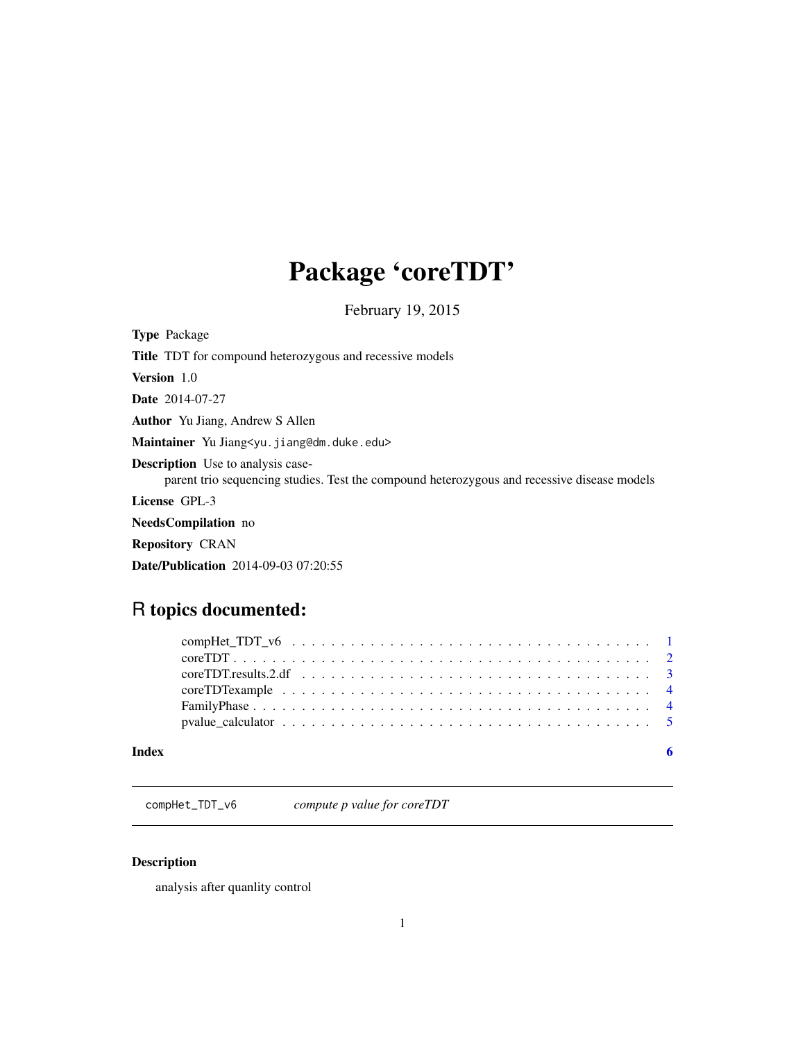# Package 'coreTDT'

February 19, 2015

**Type** Package

**Title** TDT for compound heterozygous and recessive models

**Version** 1.0

**Date** 2014-07-27

**Author** Yu Jiang, Andrew S Allen

**Maintainer** Yu Jiang<yu.jiang@dm.duke.edu>

**Description** Use to analysis case-parent trio sequencing studies. Test the compound heterozygous and recessive disease models

**License** GPL-3

**NeedsCompilation** no

**Repository** CRAN

**Date/Publication** 2014-09-03 07:20:55

## R topics documented:

- compHet_TDT_v6 . . . . . . . . . . . . . . . . . . . . . . . . . . . . . . . . . . . . . 1
- coreTDT . . . . . . . . . . . . . . . . . . . . . . . . . . . . . . . . . . . . . . . . . 2
- coreTDT.results.2.df . . . . . . . . . . . . . . . . . . . . . . . . . . . . . . . . . . 3
- coreTDTexample . . . . . . . . . . . . . . . . . . . . . . . . . . . . . . . . . . . . 4
- FamilyPhase . . . . . . . . . . . . . . . . . . . . . . . . . . . . . . . . . . . . . . 4
- pvalue_calculator . . . . . . . . . . . . . . . . . . . . . . . . . . . . . . . . . . . 5

**Index** 6

---

`compHet_TDT_v6` *compute p value for coreTDT*

---

### Description

analysis after quanlity control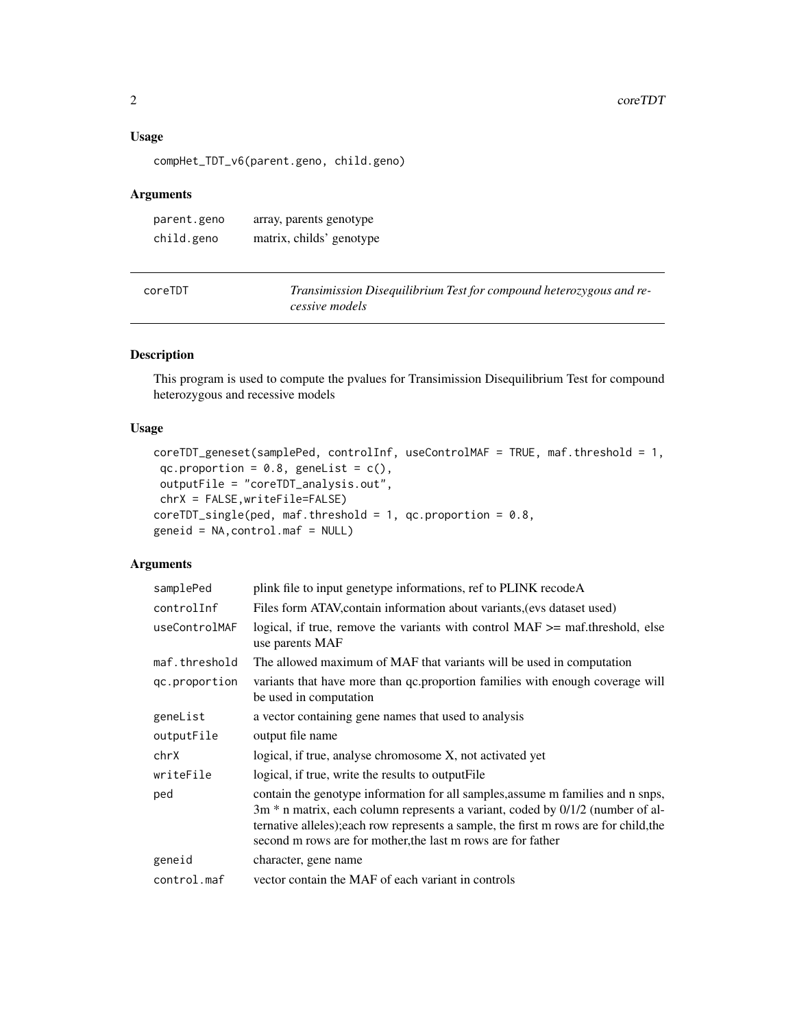### Usage

```
compHet_TDT_v6(parent.geno, child.geno)
```

### Arguments

| | |
|---|---|
| parent.geno | array, parents genotype |
| child.geno | matrix, childs' genotype |

---

## coreTDT — *Transimission Disequilibrium Test for compound heterozygous and recessive models*

---

### Description

This program is used to compute the pvalues for Transimission Disequilibrium Test for compound heterozygous and recessive models

### Usage

```
coreTDT_geneset(samplePed, controlInf, useControlMAF = TRUE, maf.threshold = 1,
 qc.proportion = 0.8, geneList = c(),
 outputFile = "coreTDT_analysis.out",
 chrX = FALSE,writeFile=FALSE)
coreTDT_single(ped, maf.threshold = 1, qc.proportion = 0.8,
geneid = NA,control.maf = NULL)
```

### Arguments

| | |
|---|---|
| samplePed | plink file to input genetype informations, ref to PLINK recodeA |
| controlInf | Files form ATAV,contain information about variants,(evs dataset used) |
| useControlMAF | logical, if true, remove the variants with control MAF >= maf.threshold, else use parents MAF |
| maf.threshold | The allowed maximum of MAF that variants will be used in computation |
| qc.proportion | variants that have more than qc.proportion families with enough coverage will be used in computation |
| geneList | a vector containing gene names that used to analysis |
| outputFile | output file name |
| chrX | logical, if true, analyse chromosome X, not activated yet |
| writeFile | logical, if true, write the results to outputFile |
| ped | contain the genotype information for all samples,assume m families and n snps, 3m * n matrix, each column represents a variant, coded by 0/1/2 (number of alternative alleles);each row represents a sample, the first m rows are for child,the second m rows are for mother,the last m rows are for father |
| geneid | character, gene name |
| control.maf | vector contain the MAF of each variant in controls |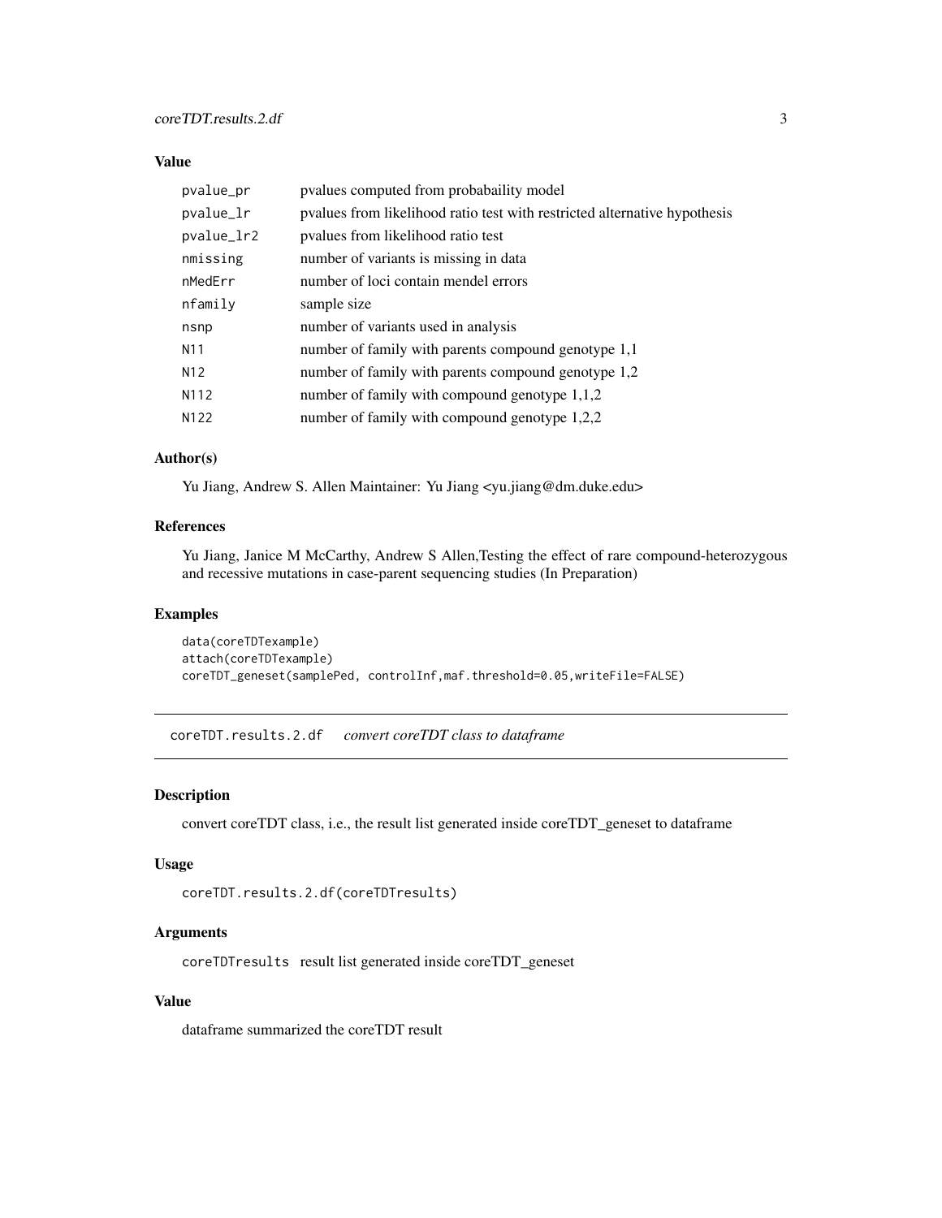### Value

| | |
|---|---|
| pvalue_pr | pvalues computed from probabaility model |
| pvalue_lr | pvalues from likelihood ratio test with restricted alternative hypothesis |
| pvalue_lr2 | pvalues from likelihood ratio test |
| nmissing | number of variants is missing in data |
| nMedErr | number of loci contain mendel errors |
| nfamily | sample size |
| nsnp | number of variants used in analysis |
| N11 | number of family with parents compound genotype 1,1 |
| N12 | number of family with parents compound genotype 1,2 |
| N112 | number of family with compound genotype 1,1,2 |
| N122 | number of family with compound genotype 1,2,2 |

### Author(s)

Yu Jiang, Andrew S. Allen Maintainer: Yu Jiang <yu.jiang@dm.duke.edu>

### References

Yu Jiang, Janice M McCarthy, Andrew S Allen,Testing the effect of rare compound-heterozygous and recessive mutations in case-parent sequencing studies (In Preparation)

### Examples

```
data(coreTDTexample)
attach(coreTDTexample)
coreTDT_geneset(samplePed, controlInf,maf.threshold=0.05,writeFile=FALSE)
```

## coreTDT.results.2.df *convert coreTDT class to dataframe*

### Description

convert coreTDT class, i.e., the result list generated inside coreTDT_geneset to dataframe

### Usage

```
coreTDT.results.2.df(coreTDTresults)
```

### Arguments

coreTDTresults result list generated inside coreTDT_geneset

### Value

dataframe summarized the coreTDT result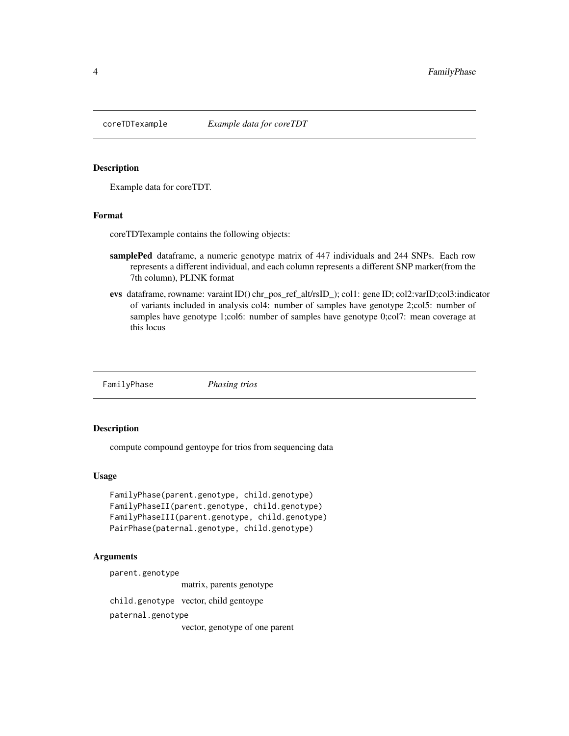## coreTDTexample *Example data for coreTDT*

### Description

Example data for coreTDT.

### Format

coreTDTexample contains the following objects:

**samplePed** dataframe, a numeric genotype matrix of 447 individuals and 244 SNPs. Each row represents a different individual, and each column represents a different SNP marker(from the 7th column), PLINK format

**evs** dataframe, rowname: varaint ID() chr_pos_ref_alt/rsID_); col1: gene ID; col2:varID;col3:indicator of variants included in analysis col4: number of samples have genotype 2;col5: number of samples have genotype 1;col6: number of samples have genotype 0;col7: mean coverage at this locus

## FamilyPhase *Phasing trios*

### Description

compute compound gentoype for trios from sequencing data

### Usage

```
FamilyPhase(parent.genotype, child.genotype)
FamilyPhaseII(parent.genotype, child.genotype)
FamilyPhaseIII(parent.genotype, child.genotype)
PairPhase(paternal.genotype, child.genotype)
```

### Arguments

`parent.genotype`
matrix, parents genotype

`child.genotype` vector, child gentoype

`paternal.genotype`
vector, genotype of one parent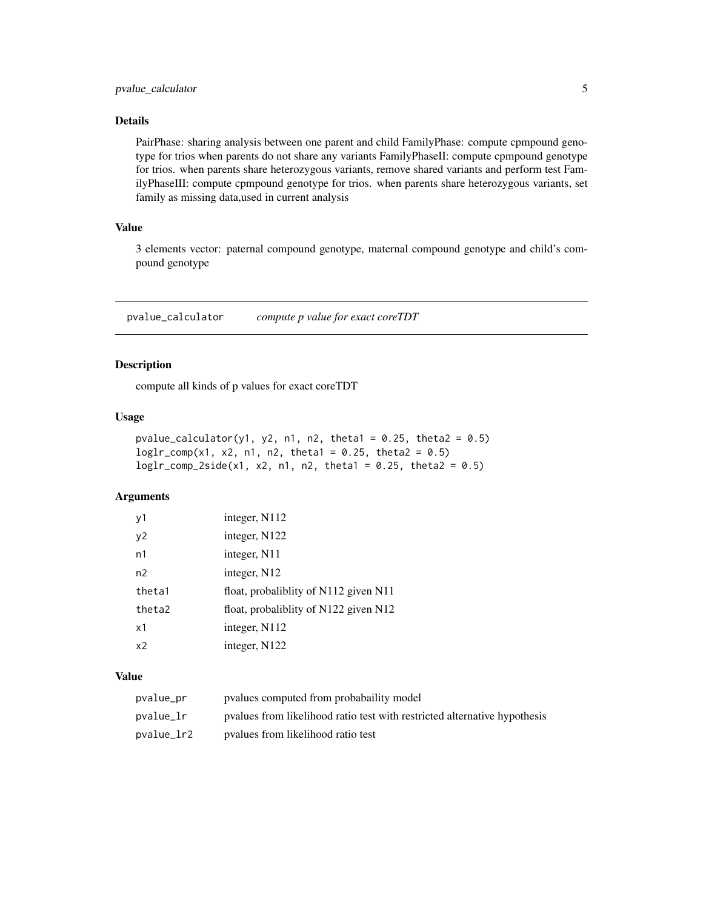### Details

PairPhase: sharing analysis between one parent and child FamilyPhase: compute cpmpound genotype for trios when parents do not share any variants FamilyPhaseII: compute cpmpound genotype for trios. when parents share heterozygous variants, remove shared variants and perform test FamilyPhaseIII: compute cpmpound genotype for trios. when parents share heterozygous variants, set family as missing data,used in current analysis

### Value

3 elements vector: paternal compound genotype, maternal compound genotype and child's compound genotype

---

## pvalue_calculator &nbsp;&nbsp;&nbsp; *compute p value for exact coreTDT*

---

### Description

compute all kinds of p values for exact coreTDT

### Usage

```
pvalue_calculator(y1, y2, n1, n2, theta1 = 0.25, theta2 = 0.5)
loglr_comp(x1, x2, n1, n2, theta1 = 0.25, theta2 = 0.5)
loglr_comp_2side(x1, x2, n1, n2, theta1 = 0.25, theta2 = 0.5)
```

### Arguments

| | |
|---|---|
| y1 | integer, N112 |
| y2 | integer, N122 |
| n1 | integer, N11 |
| n2 | integer, N12 |
| theta1 | float, probabliblity of N112 given N11 |
| theta2 | float, probabliblity of N122 given N12 |
| x1 | integer, N112 |
| x2 | integer, N122 |

### Value

| | |
|---|---|
| pvalue_pr | pvalues computed from probabaility model |
| pvalue_lr | pvalues from likelihood ratio test with restricted alternative hypothesis |
| pvalue_lr2 | pvalues from likelihood ratio test |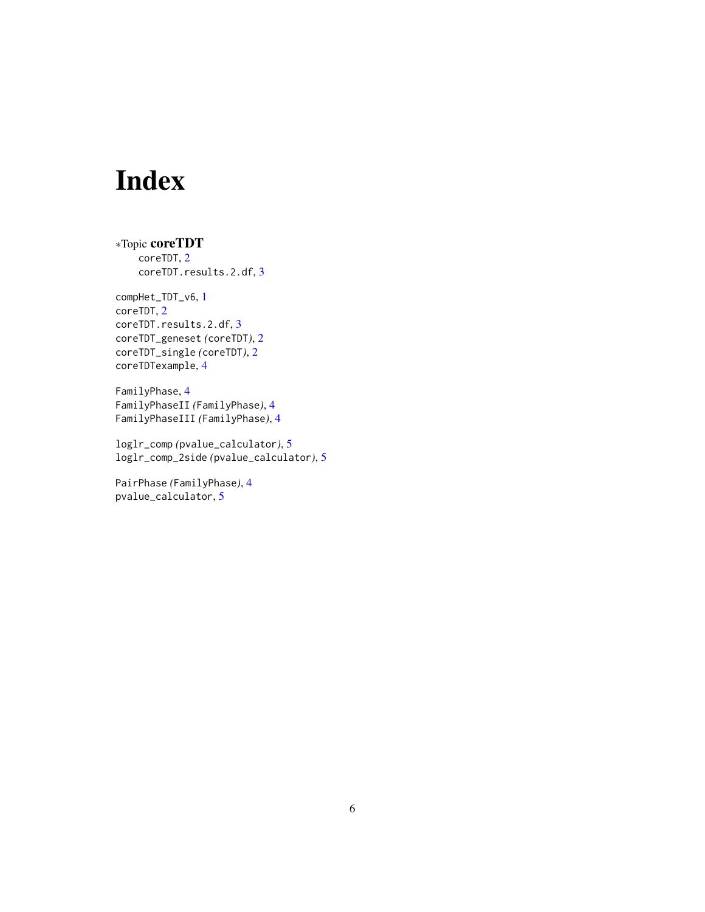# Index

*Topic **coreTDT**
- coreTDT, 2
- coreTDT.results.2.df, 3

compHet_TDT_v6, 1
coreTDT, 2
coreTDT.results.2.df, 3
coreTDT_geneset *(*coreTDT*)*, 2
coreTDT_single *(*coreTDT*)*, 2
coreTDTexample, 4

FamilyPhase, 4
FamilyPhaseII *(*FamilyPhase*)*, 4
FamilyPhaseIII *(*FamilyPhase*)*, 4

loglr_comp *(*pvalue_calculator*)*, 5
loglr_comp_2side *(*pvalue_calculator*)*, 5

PairPhase *(*FamilyPhase*)*, 4
pvalue_calculator, 5